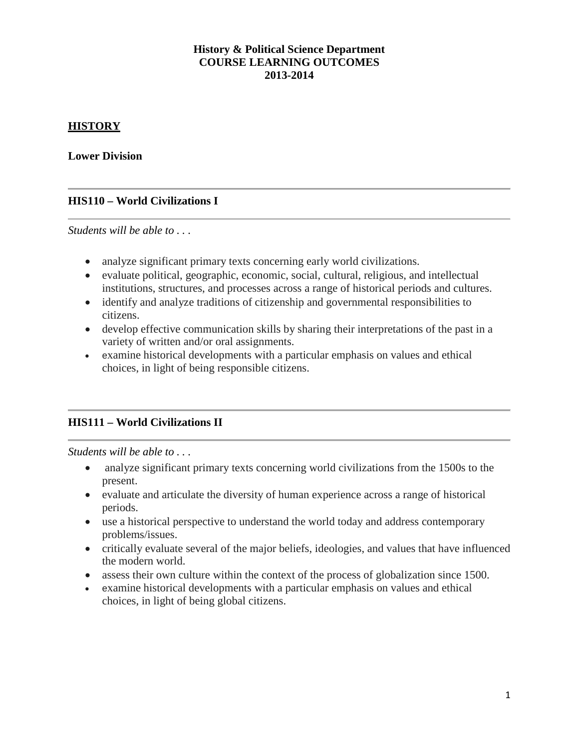**History & Political Science Department**
**COURSE LEARNING OUTCOMES**
**2013-2014**

## HISTORY

### Lower Division

### HIS110 – World Civilizations I

*Students will be able to . . .*

- analyze significant primary texts concerning early world civilizations.
- evaluate political, geographic, economic, social, cultural, religious, and intellectual institutions, structures, and processes across a range of historical periods and cultures.
- identify and analyze traditions of citizenship and governmental responsibilities to citizens.
- develop effective communication skills by sharing their interpretations of the past in a variety of written and/or oral assignments.
- examine historical developments with a particular emphasis on values and ethical choices, in light of being responsible citizens.

### HIS111 – World Civilizations II

*Students will be able to . . .*

- analyze significant primary texts concerning world civilizations from the 1500s to the present.
- evaluate and articulate the diversity of human experience across a range of historical periods.
- use a historical perspective to understand the world today and address contemporary problems/issues.
- critically evaluate several of the major beliefs, ideologies, and values that have influenced the modern world.
- assess their own culture within the context of the process of globalization since 1500.
- examine historical developments with a particular emphasis on values and ethical choices, in light of being global citizens.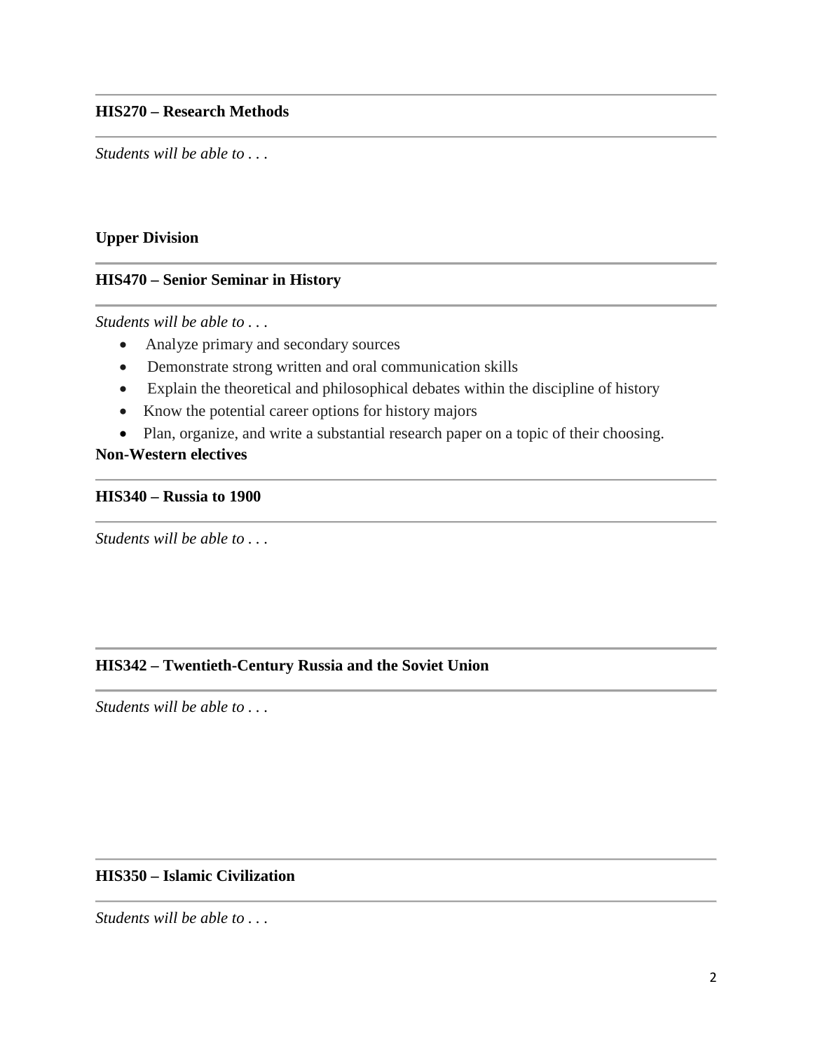**HIS270 – Research Methods**

*Students will be able to . . .*

**Upper Division**

**HIS470 – Senior Seminar in History**

*Students will be able to . . .*

- Analyze primary and secondary sources
- Demonstrate strong written and oral communication skills
- Explain the theoretical and philosophical debates within the discipline of history
- Know the potential career options for history majors
- Plan, organize, and write a substantial research paper on a topic of their choosing.

**Non-Western electives**

**HIS340 – Russia to 1900**

*Students will be able to . . .*

**HIS342 – Twentieth-Century Russia and the Soviet Union**

*Students will be able to . . .*

**HIS350 – Islamic Civilization**

*Students will be able to . . .*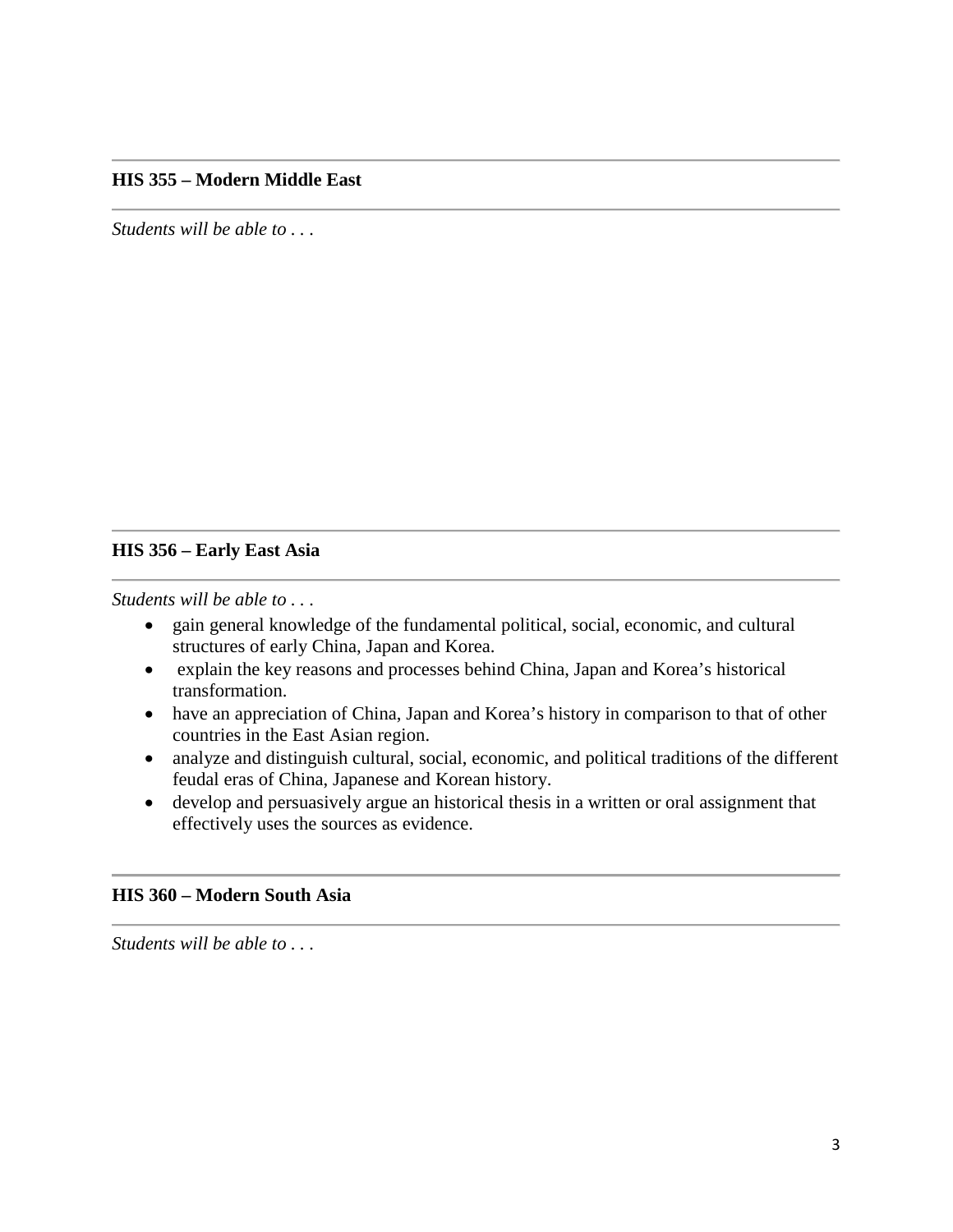**HIS 355 – Modern Middle East**

*Students will be able to . . .*

**HIS 356 – Early East Asia**

*Students will be able to . . .*

- gain general knowledge of the fundamental political, social, economic, and cultural structures of early China, Japan and Korea.
- explain the key reasons and processes behind China, Japan and Korea's historical transformation.
- have an appreciation of China, Japan and Korea's history in comparison to that of other countries in the East Asian region.
- analyze and distinguish cultural, social, economic, and political traditions of the different feudal eras of China, Japanese and Korean history.
- develop and persuasively argue an historical thesis in a written or oral assignment that effectively uses the sources as evidence.

**HIS 360 – Modern South Asia**

*Students will be able to . . .*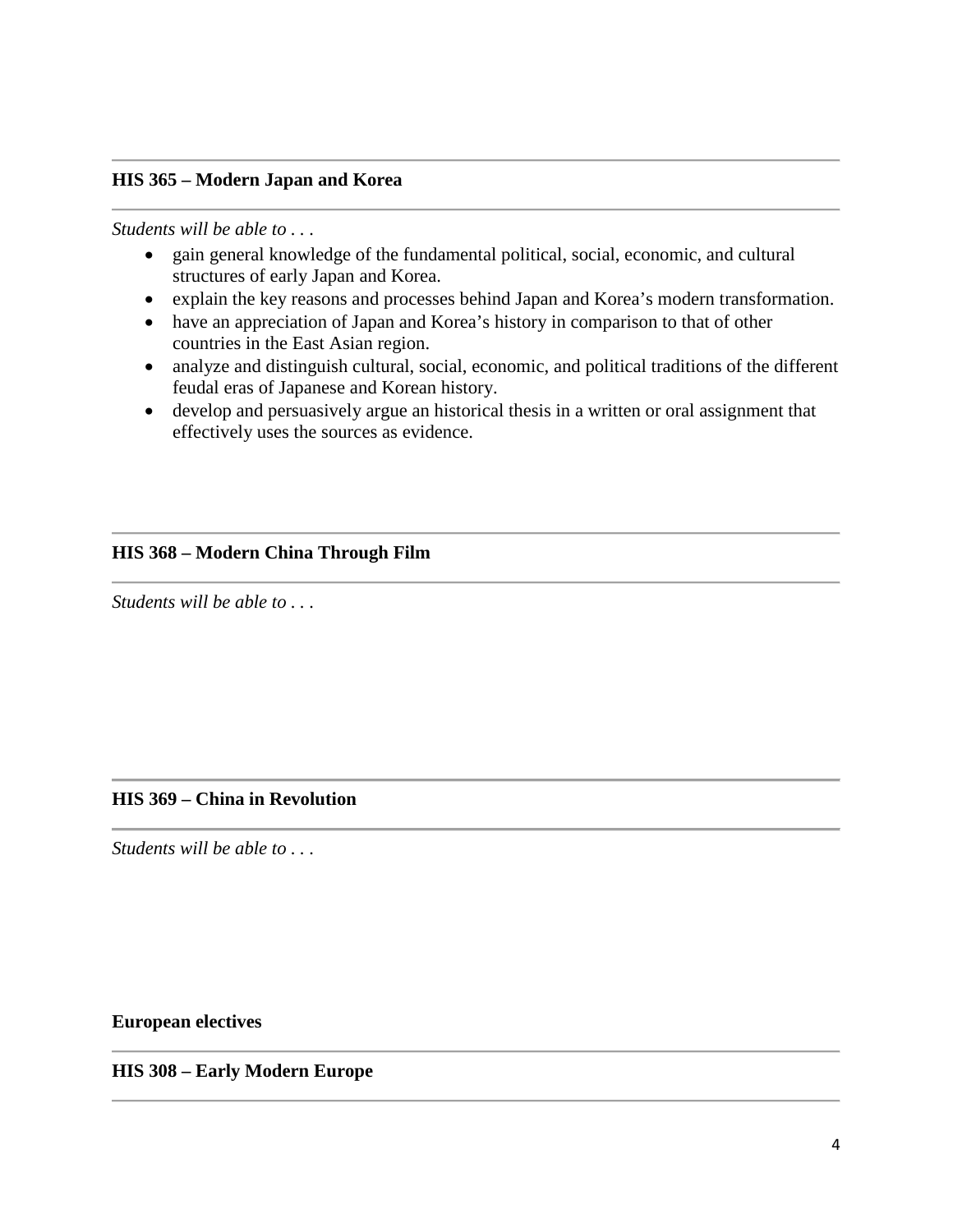### HIS 365 – Modern Japan and Korea

*Students will be able to . . .*

- gain general knowledge of the fundamental political, social, economic, and cultural structures of early Japan and Korea.
- explain the key reasons and processes behind Japan and Korea's modern transformation.
- have an appreciation of Japan and Korea's history in comparison to that of other countries in the East Asian region.
- analyze and distinguish cultural, social, economic, and political traditions of the different feudal eras of Japanese and Korean history.
- develop and persuasively argue an historical thesis in a written or oral assignment that effectively uses the sources as evidence.

### HIS 368 – Modern China Through Film

*Students will be able to . . .*

### HIS 369 – China in Revolution

*Students will be able to . . .*

**European electives**

### HIS 308 – Early Modern Europe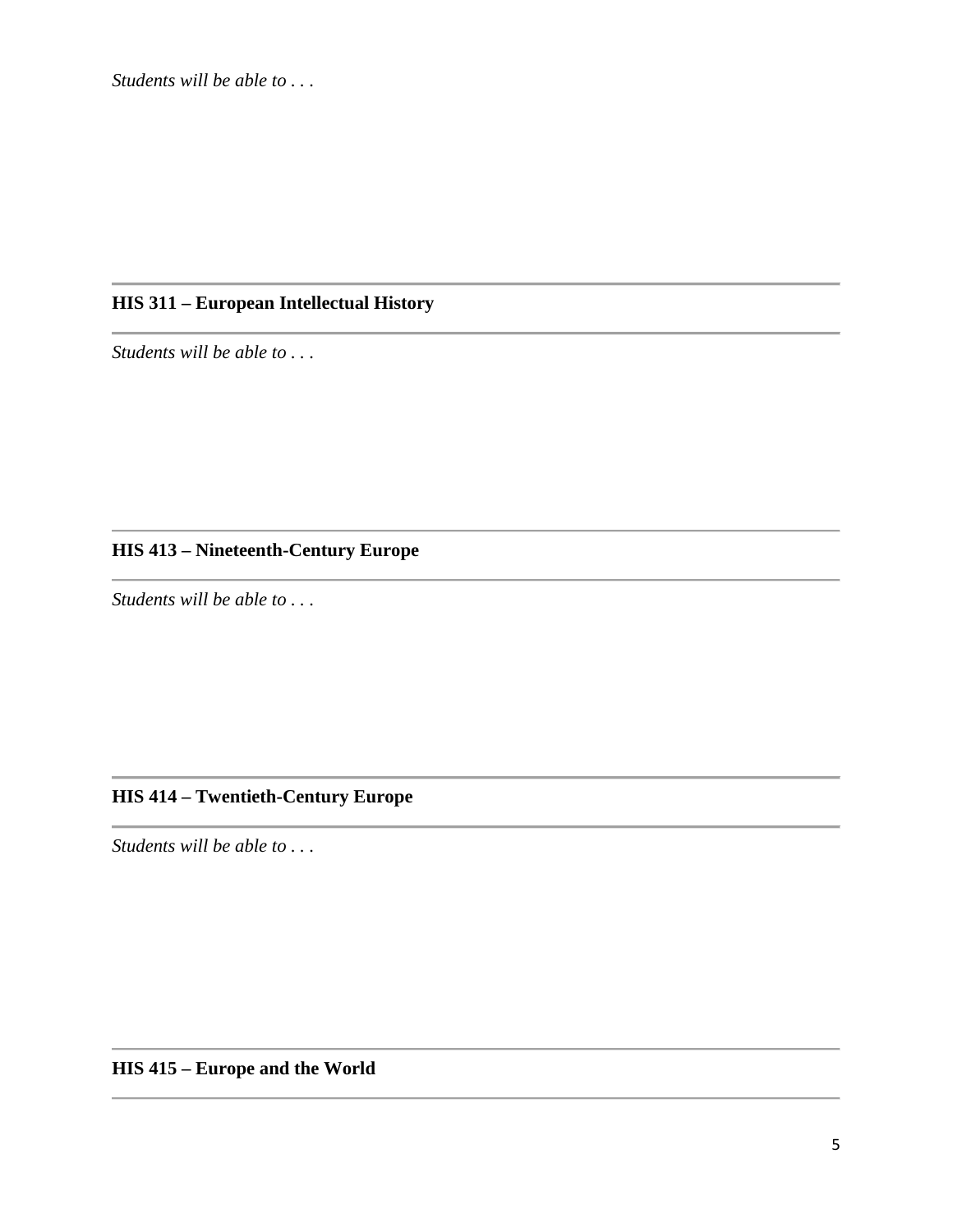*Students will be able to . . .*

---

**HIS 311 – European Intellectual History**

---

*Students will be able to . . .*

---

**HIS 413 – Nineteenth-Century Europe**

---

*Students will be able to . . .*

---

**HIS 414 – Twentieth-Century Europe**

---

*Students will be able to . . .*

---

**HIS 415 – Europe and the World**

---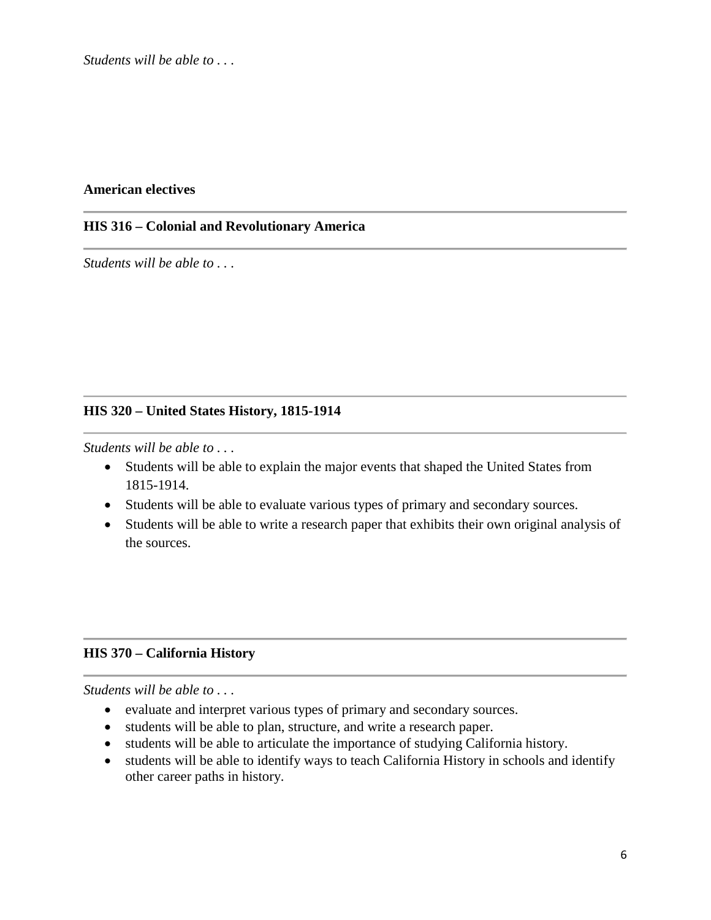*Students will be able to . . .*

**American electives**

### HIS 316 – Colonial and Revolutionary America

*Students will be able to . . .*

### HIS 320 – United States History, 1815-1914

*Students will be able to . . .*

- Students will be able to explain the major events that shaped the United States from 1815-1914.
- Students will be able to evaluate various types of primary and secondary sources.
- Students will be able to write a research paper that exhibits their own original analysis of the sources.

### HIS 370 – California History

*Students will be able to . . .*

- evaluate and interpret various types of primary and secondary sources.
- students will be able to plan, structure, and write a research paper.
- students will be able to articulate the importance of studying California history.
- students will be able to identify ways to teach California History in schools and identify other career paths in history.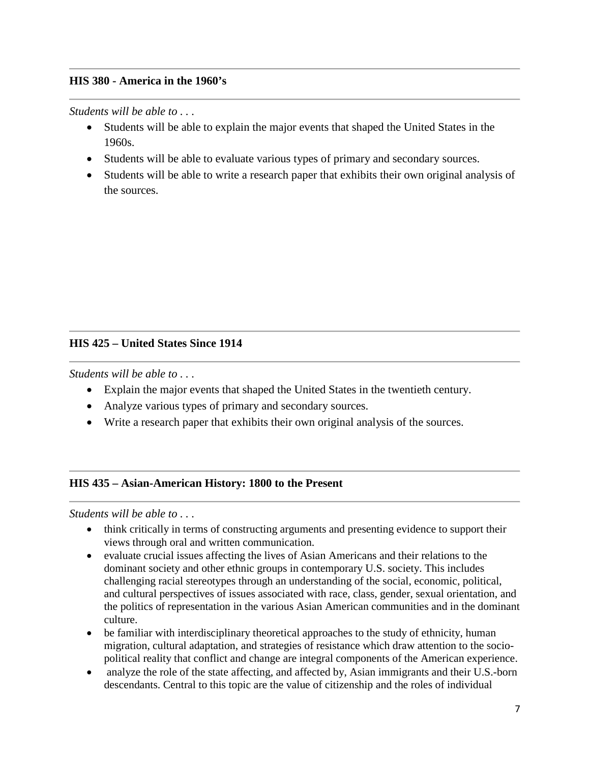### HIS 380 - America in the 1960’s

*Students will be able to . . .*

- Students will be able to explain the major events that shaped the United States in the 1960s.
- Students will be able to evaluate various types of primary and secondary sources.
- Students will be able to write a research paper that exhibits their own original analysis of the sources.

### HIS 425 – United States Since 1914

*Students will be able to . . .*

- Explain the major events that shaped the United States in the twentieth century.
- Analyze various types of primary and secondary sources.
- Write a research paper that exhibits their own original analysis of the sources.

### HIS 435 – Asian-American History: 1800 to the Present

*Students will be able to . . .*

- think critically in terms of constructing arguments and presenting evidence to support their views through oral and written communication.
- evaluate crucial issues affecting the lives of Asian Americans and their relations to the dominant society and other ethnic groups in contemporary U.S. society. This includes challenging racial stereotypes through an understanding of the social, economic, political, and cultural perspectives of issues associated with race, class, gender, sexual orientation, and the politics of representation in the various Asian American communities and in the dominant culture.
- be familiar with interdisciplinary theoretical approaches to the study of ethnicity, human migration, cultural adaptation, and strategies of resistance which draw attention to the socio-political reality that conflict and change are integral components of the American experience.
- analyze the role of the state affecting, and affected by, Asian immigrants and their U.S.-born descendants. Central to this topic are the value of citizenship and the roles of individual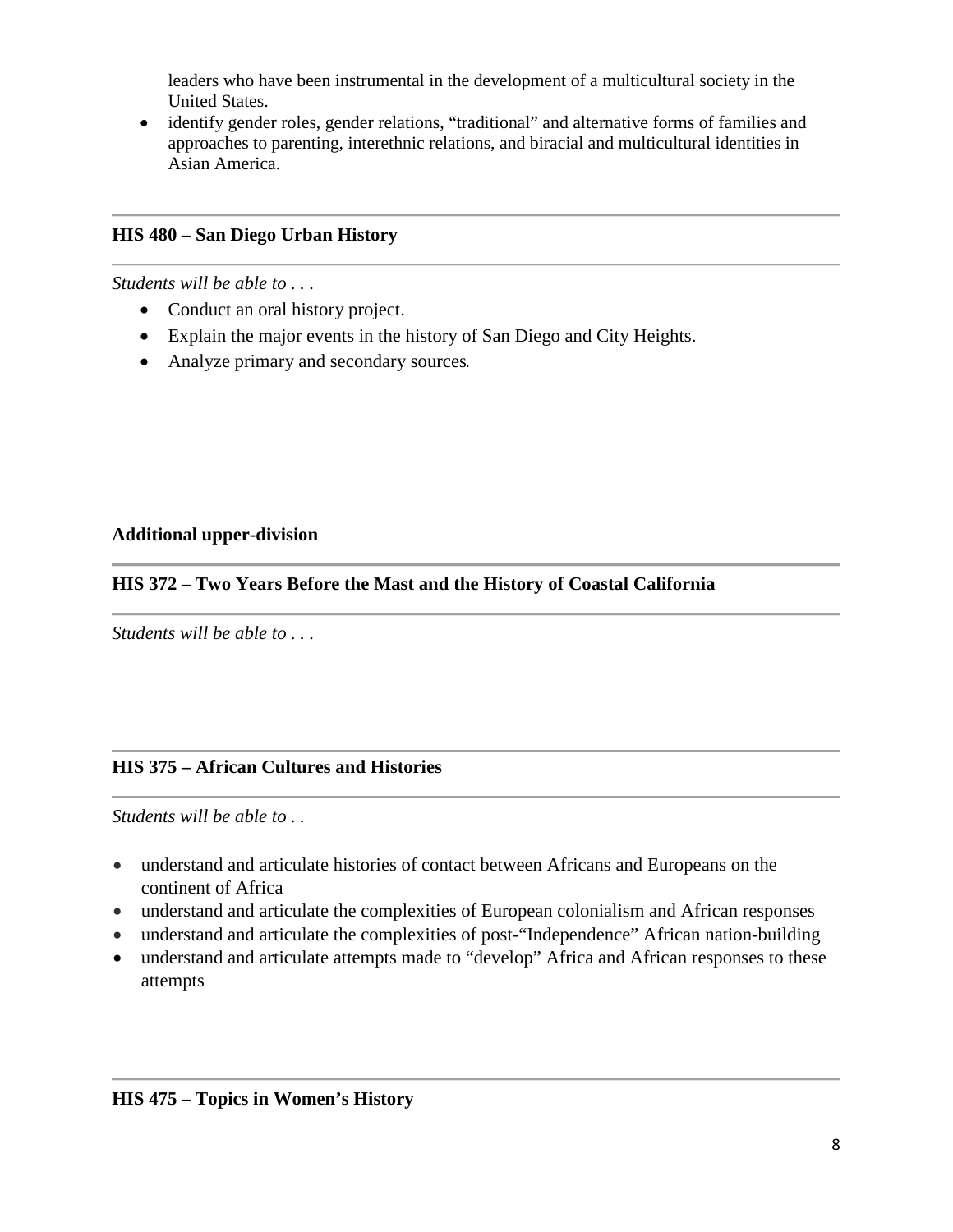leaders who have been instrumental in the development of a multicultural society in the United States.

- identify gender roles, gender relations, "traditional" and alternative forms of families and approaches to parenting, interethnic relations, and biracial and multicultural identities in Asian America.

---

**HIS 480 – San Diego Urban History**

---

*Students will be able to . . .*

- Conduct an oral history project.
- Explain the major events in the history of San Diego and City Heights.
- Analyze primary and secondary sources.

**Additional upper-division**

---

**HIS 372 – Two Years Before the Mast and the History of Coastal California**

---

*Students will be able to . . .*

---

**HIS 375 – African Cultures and Histories**

---

*Students will be able to . .*

- understand and articulate histories of contact between Africans and Europeans on the continent of Africa
- understand and articulate the complexities of European colonialism and African responses
- understand and articulate the complexities of post-"Independence" African nation-building
- understand and articulate attempts made to "develop" Africa and African responses to these attempts

---

**HIS 475 – Topics in Women's History**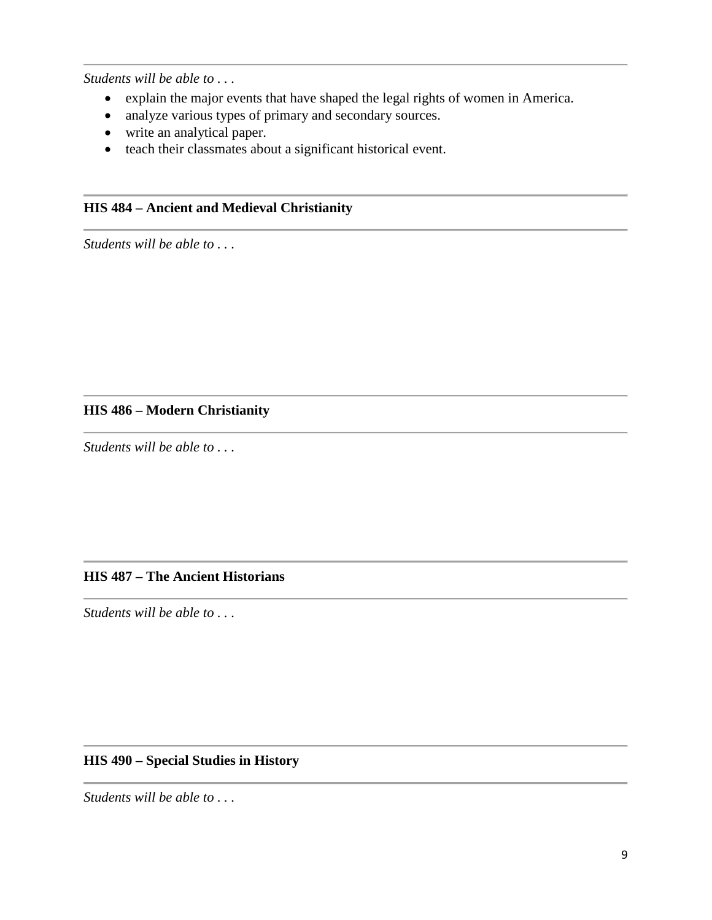*Students will be able to . . .*

- explain the major events that have shaped the legal rights of women in America.
- analyze various types of primary and secondary sources.
- write an analytical paper.
- teach their classmates about a significant historical event.

---

**HIS 484 – Ancient and Medieval Christianity**

---

*Students will be able to . . .*

---

**HIS 486 – Modern Christianity**

---

*Students will be able to . . .*

---

**HIS 487 – The Ancient Historians**

---

*Students will be able to . . .*

---

**HIS 490 – Special Studies in History**

---

*Students will be able to . . .*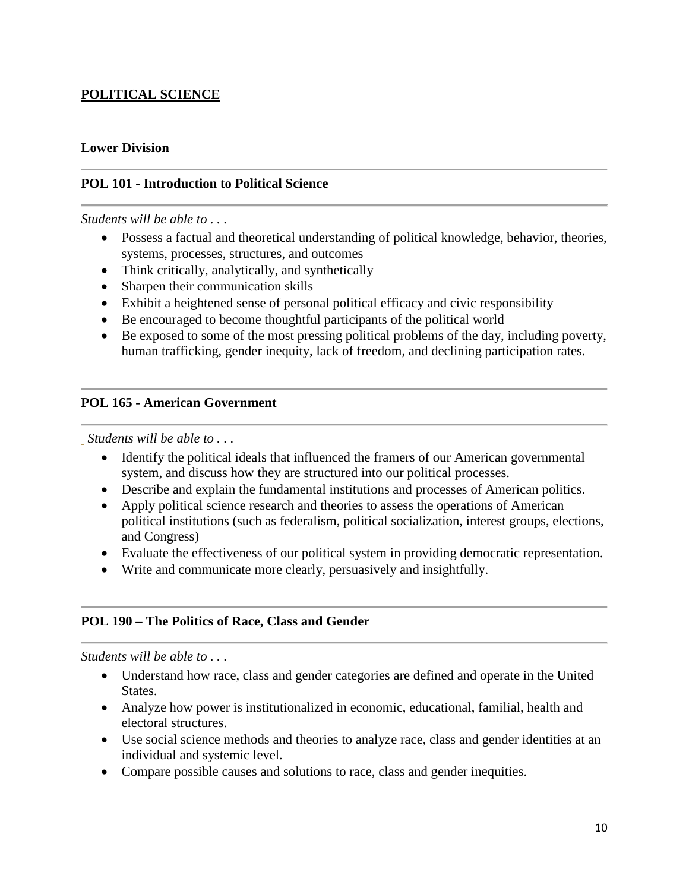## POLITICAL SCIENCE

### Lower Division

### POL 101 - Introduction to Political Science

*Students will be able to . . .*

- Possess a factual and theoretical understanding of political knowledge, behavior, theories, systems, processes, structures, and outcomes
- Think critically, analytically, and synthetically
- Sharpen their communication skills
- Exhibit a heightened sense of personal political efficacy and civic responsibility
- Be encouraged to become thoughtful participants of the political world
- Be exposed to some of the most pressing political problems of the day, including poverty, human trafficking, gender inequity, lack of freedom, and declining participation rates.

### POL 165 - American Government

*Students will be able to . . .*

- Identify the political ideals that influenced the framers of our American governmental system, and discuss how they are structured into our political processes.
- Describe and explain the fundamental institutions and processes of American politics.
- Apply political science research and theories to assess the operations of American political institutions (such as federalism, political socialization, interest groups, elections, and Congress)
- Evaluate the effectiveness of our political system in providing democratic representation.
- Write and communicate more clearly, persuasively and insightfully.

### POL 190 – The Politics of Race, Class and Gender

*Students will be able to . . .*

- Understand how race, class and gender categories are defined and operate in the United States.
- Analyze how power is institutionalized in economic, educational, familial, health and electoral structures.
- Use social science methods and theories to analyze race, class and gender identities at an individual and systemic level.
- Compare possible causes and solutions to race, class and gender inequities.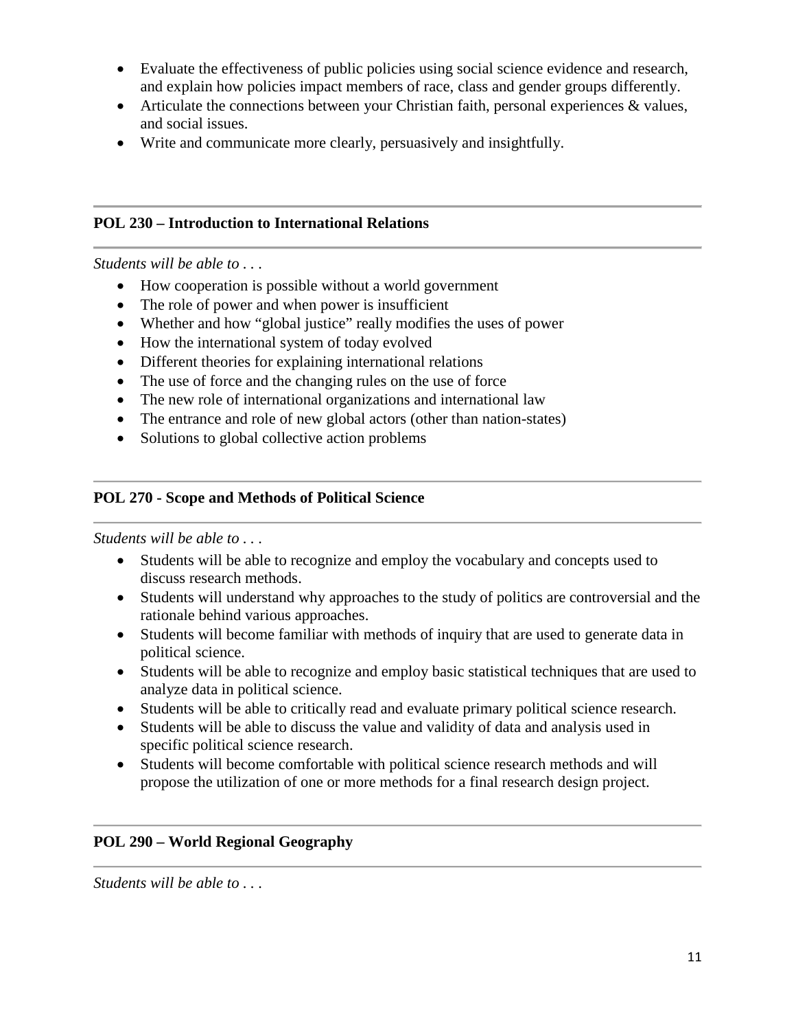- Evaluate the effectiveness of public policies using social science evidence and research, and explain how policies impact members of race, class and gender groups differently.
- Articulate the connections between your Christian faith, personal experiences & values, and social issues.
- Write and communicate more clearly, persuasively and insightfully.

---

**POL 230 – Introduction to International Relations**

---

*Students will be able to . . .*

- How cooperation is possible without a world government
- The role of power and when power is insufficient
- Whether and how "global justice" really modifies the uses of power
- How the international system of today evolved
- Different theories for explaining international relations
- The use of force and the changing rules on the use of force
- The new role of international organizations and international law
- The entrance and role of new global actors (other than nation-states)
- Solutions to global collective action problems

---

**POL 270 - Scope and Methods of Political Science**

---

*Students will be able to . . .*

- Students will be able to recognize and employ the vocabulary and concepts used to discuss research methods.
- Students will understand why approaches to the study of politics are controversial and the rationale behind various approaches.
- Students will become familiar with methods of inquiry that are used to generate data in political science.
- Students will be able to recognize and employ basic statistical techniques that are used to analyze data in political science.
- Students will be able to critically read and evaluate primary political science research.
- Students will be able to discuss the value and validity of data and analysis used in specific political science research.
- Students will become comfortable with political science research methods and will propose the utilization of one or more methods for a final research design project.

---

**POL 290 – World Regional Geography**

---

*Students will be able to . . .*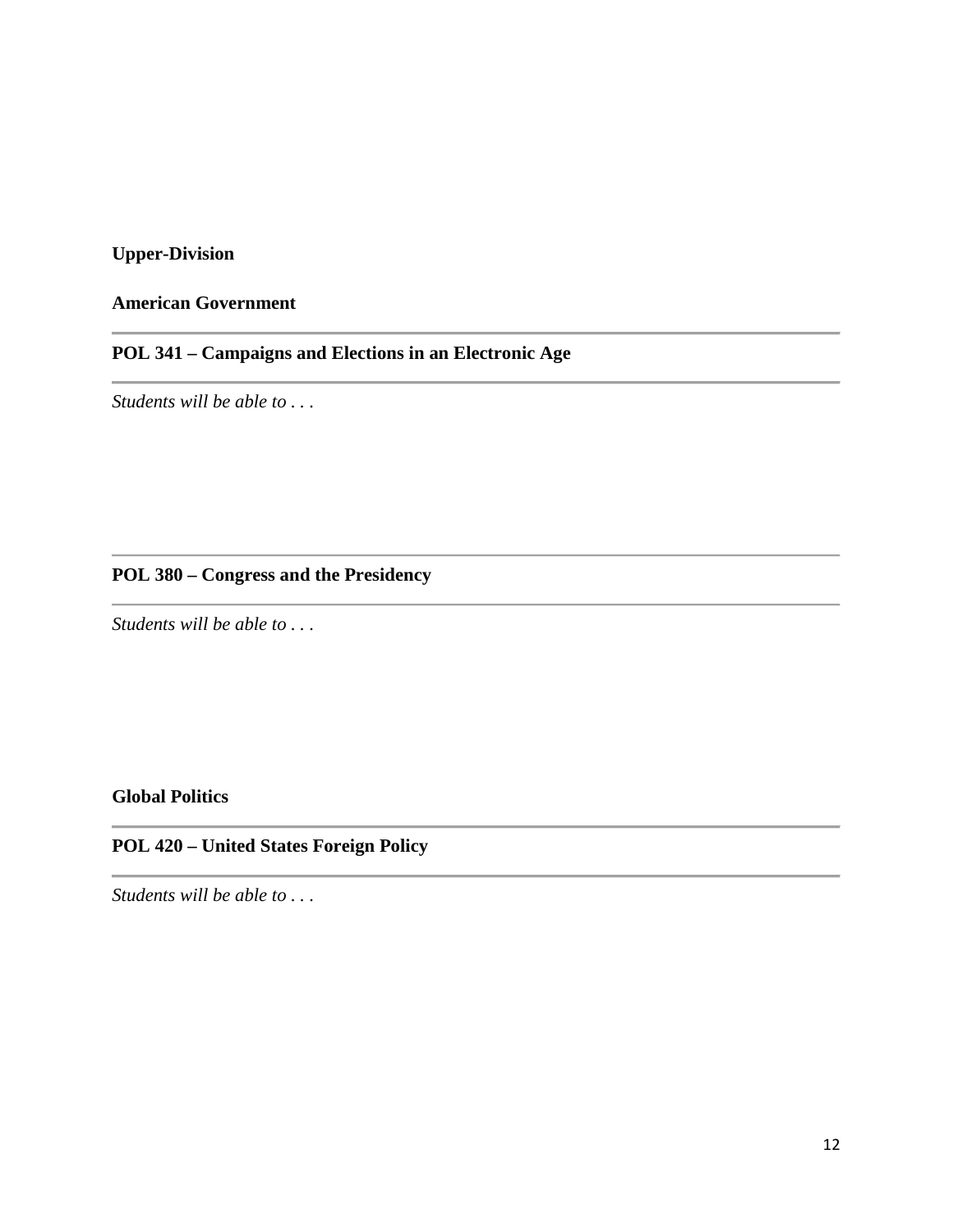**Upper-Division**

**American Government**

---

**POL 341 – Campaigns and Elections in an Electronic Age**

---

*Students will be able to . . .*

---

**POL 380 – Congress and the Presidency**

---

*Students will be able to . . .*

**Global Politics**

---

**POL 420 – United States Foreign Policy**

---

*Students will be able to . . .*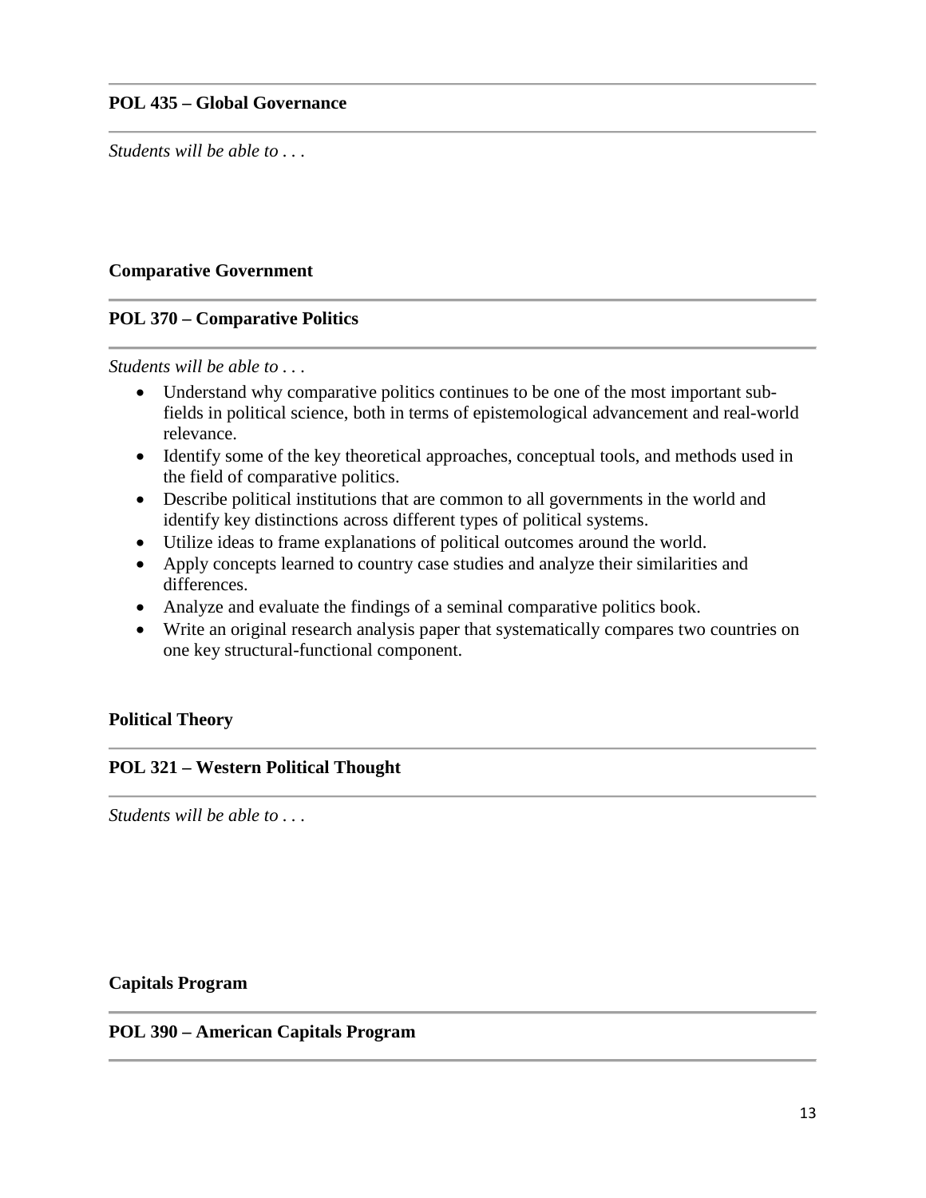**POL 435 – Global Governance**

*Students will be able to . . .*

**Comparative Government**

**POL 370 – Comparative Politics**

*Students will be able to . . .*

- Understand why comparative politics continues to be one of the most important sub-fields in political science, both in terms of epistemological advancement and real-world relevance.
- Identify some of the key theoretical approaches, conceptual tools, and methods used in the field of comparative politics.
- Describe political institutions that are common to all governments in the world and identify key distinctions across different types of political systems.
- Utilize ideas to frame explanations of political outcomes around the world.
- Apply concepts learned to country case studies and analyze their similarities and differences.
- Analyze and evaluate the findings of a seminal comparative politics book.
- Write an original research analysis paper that systematically compares two countries on one key structural-functional component.

**Political Theory**

**POL 321 – Western Political Thought**

*Students will be able to . . .*

**Capitals Program**

**POL 390 – American Capitals Program**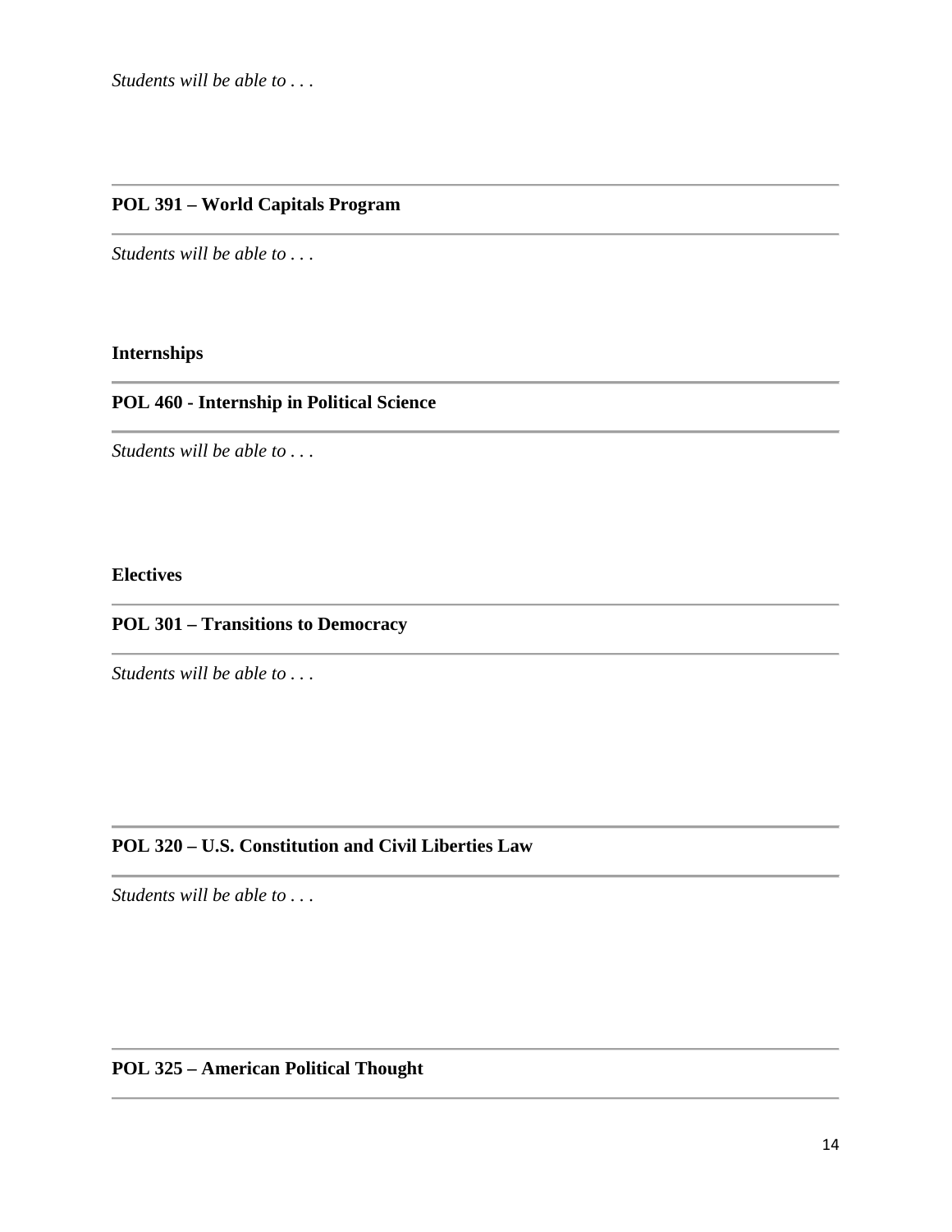*Students will be able to . . .*

---

**POL 391 – World Capitals Program**

---

*Students will be able to . . .*

**Internships**

---

**POL 460 - Internship in Political Science**

---

*Students will be able to . . .*

**Electives**

---

**POL 301 – Transitions to Democracy**

---

*Students will be able to . . .*

---

**POL 320 – U.S. Constitution and Civil Liberties Law**

---

*Students will be able to . . .*

---

**POL 325 – American Political Thought**

---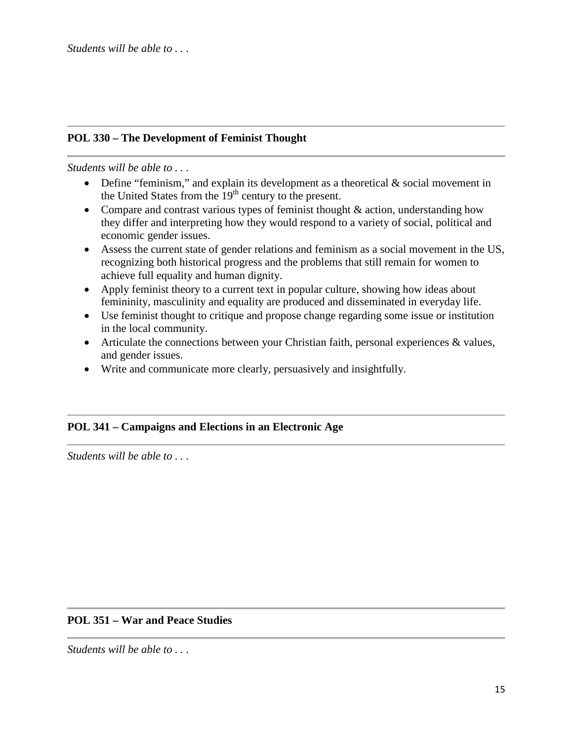*Students will be able to . . .*

---

**POL 330 – The Development of Feminist Thought**

---

*Students will be able to . . .*

- Define "feminism," and explain its development as a theoretical & social movement in the United States from the 19th century to the present.
- Compare and contrast various types of feminist thought & action, understanding how they differ and interpreting how they would respond to a variety of social, political and economic gender issues.
- Assess the current state of gender relations and feminism as a social movement in the US, recognizing both historical progress and the problems that still remain for women to achieve full equality and human dignity.
- Apply feminist theory to a current text in popular culture, showing how ideas about femininity, masculinity and equality are produced and disseminated in everyday life.
- Use feminist thought to critique and propose change regarding some issue or institution in the local community.
- Articulate the connections between your Christian faith, personal experiences & values, and gender issues.
- Write and communicate more clearly, persuasively and insightfully.

---

**POL 341 – Campaigns and Elections in an Electronic Age**

---

*Students will be able to . . .*

---

**POL 351 – War and Peace Studies**

---

*Students will be able to . . .*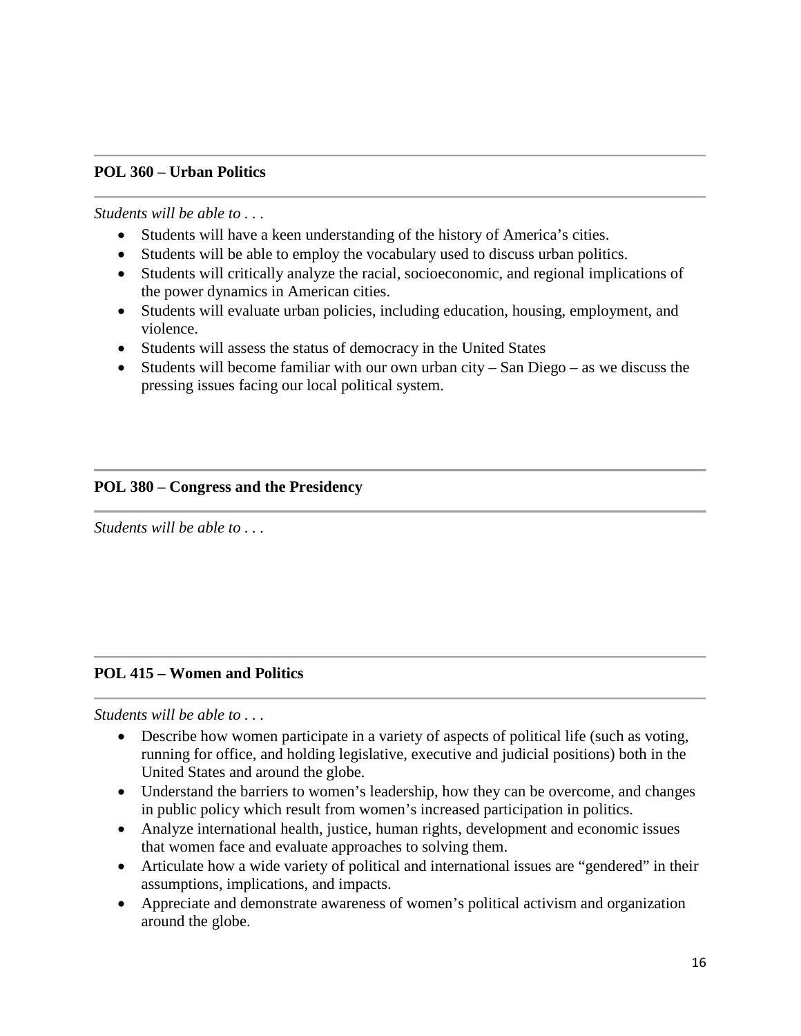**POL 360 – Urban Politics**

*Students will be able to . . .*

- Students will have a keen understanding of the history of America's cities.
- Students will be able to employ the vocabulary used to discuss urban politics.
- Students will critically analyze the racial, socioeconomic, and regional implications of the power dynamics in American cities.
- Students will evaluate urban policies, including education, housing, employment, and violence.
- Students will assess the status of democracy in the United States
- Students will become familiar with our own urban city – San Diego – as we discuss the pressing issues facing our local political system.

**POL 380 – Congress and the Presidency**

*Students will be able to . . .*

**POL 415 – Women and Politics**

*Students will be able to . . .*

- Describe how women participate in a variety of aspects of political life (such as voting, running for office, and holding legislative, executive and judicial positions) both in the United States and around the globe.
- Understand the barriers to women's leadership, how they can be overcome, and changes in public policy which result from women's increased participation in politics.
- Analyze international health, justice, human rights, development and economic issues that women face and evaluate approaches to solving them.
- Articulate how a wide variety of political and international issues are "gendered" in their assumptions, implications, and impacts.
- Appreciate and demonstrate awareness of women's political activism and organization around the globe.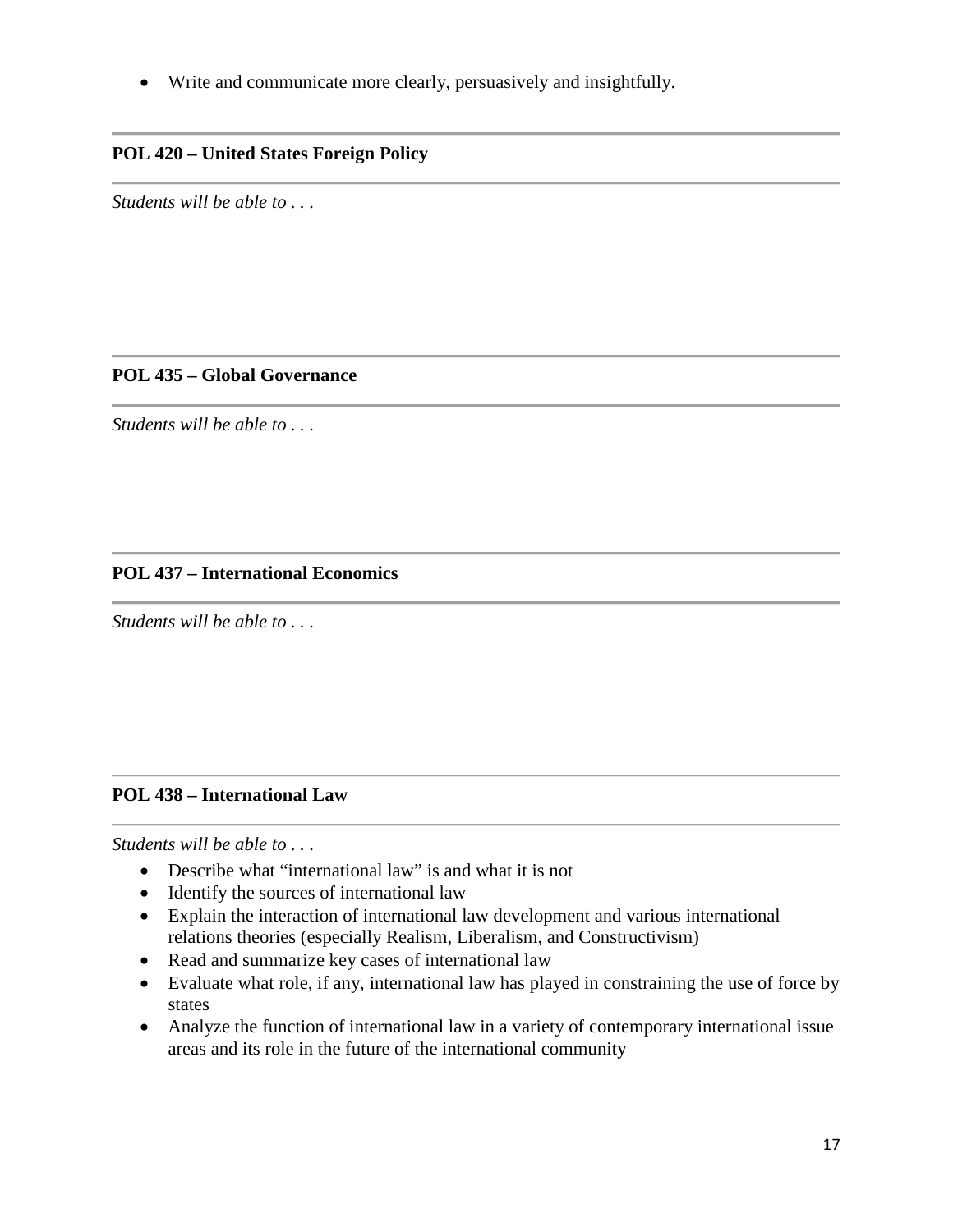- Write and communicate more clearly, persuasively and insightfully.

---

**POL 420 – United States Foreign Policy**

---

*Students will be able to . . .*

---

**POL 435 – Global Governance**

---

*Students will be able to . . .*

---

**POL 437 – International Economics**

---

*Students will be able to . . .*

---

**POL 438 – International Law**

---

*Students will be able to . . .*

- Describe what "international law" is and what it is not
- Identify the sources of international law
- Explain the interaction of international law development and various international relations theories (especially Realism, Liberalism, and Constructivism)
- Read and summarize key cases of international law
- Evaluate what role, if any, international law has played in constraining the use of force by states
- Analyze the function of international law in a variety of contemporary international issue areas and its role in the future of the international community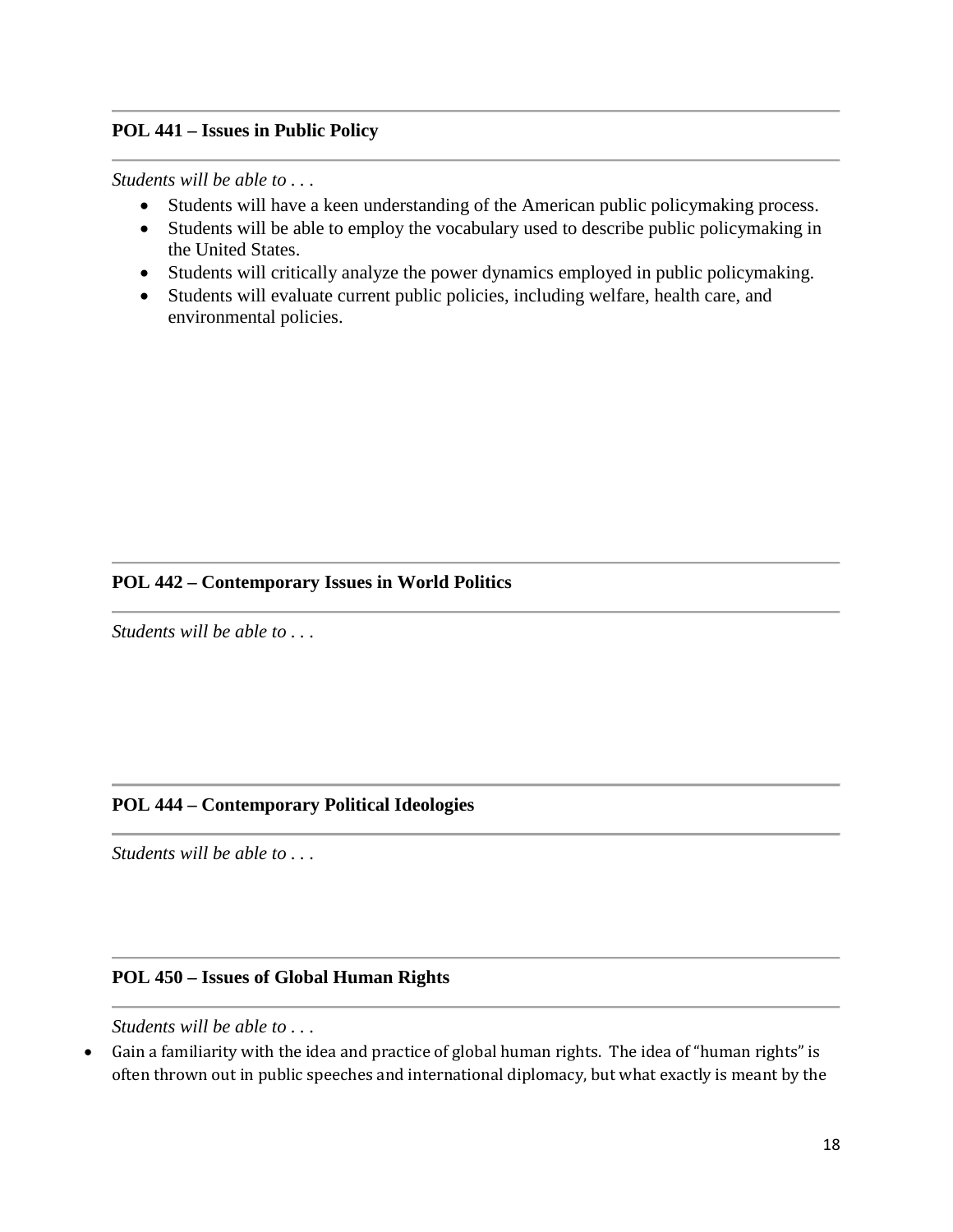### POL 441 – Issues in Public Policy

*Students will be able to . . .*

- Students will have a keen understanding of the American public policymaking process.
- Students will be able to employ the vocabulary used to describe public policymaking in the United States.
- Students will critically analyze the power dynamics employed in public policymaking.
- Students will evaluate current public policies, including welfare, health care, and environmental policies.

### POL 442 – Contemporary Issues in World Politics

*Students will be able to . . .*

### POL 444 – Contemporary Political Ideologies

*Students will be able to . . .*

### POL 450 – Issues of Global Human Rights

*Students will be able to . . .*

- Gain a familiarity with the idea and practice of global human rights. The idea of "human rights" is often thrown out in public speeches and international diplomacy, but what exactly is meant by the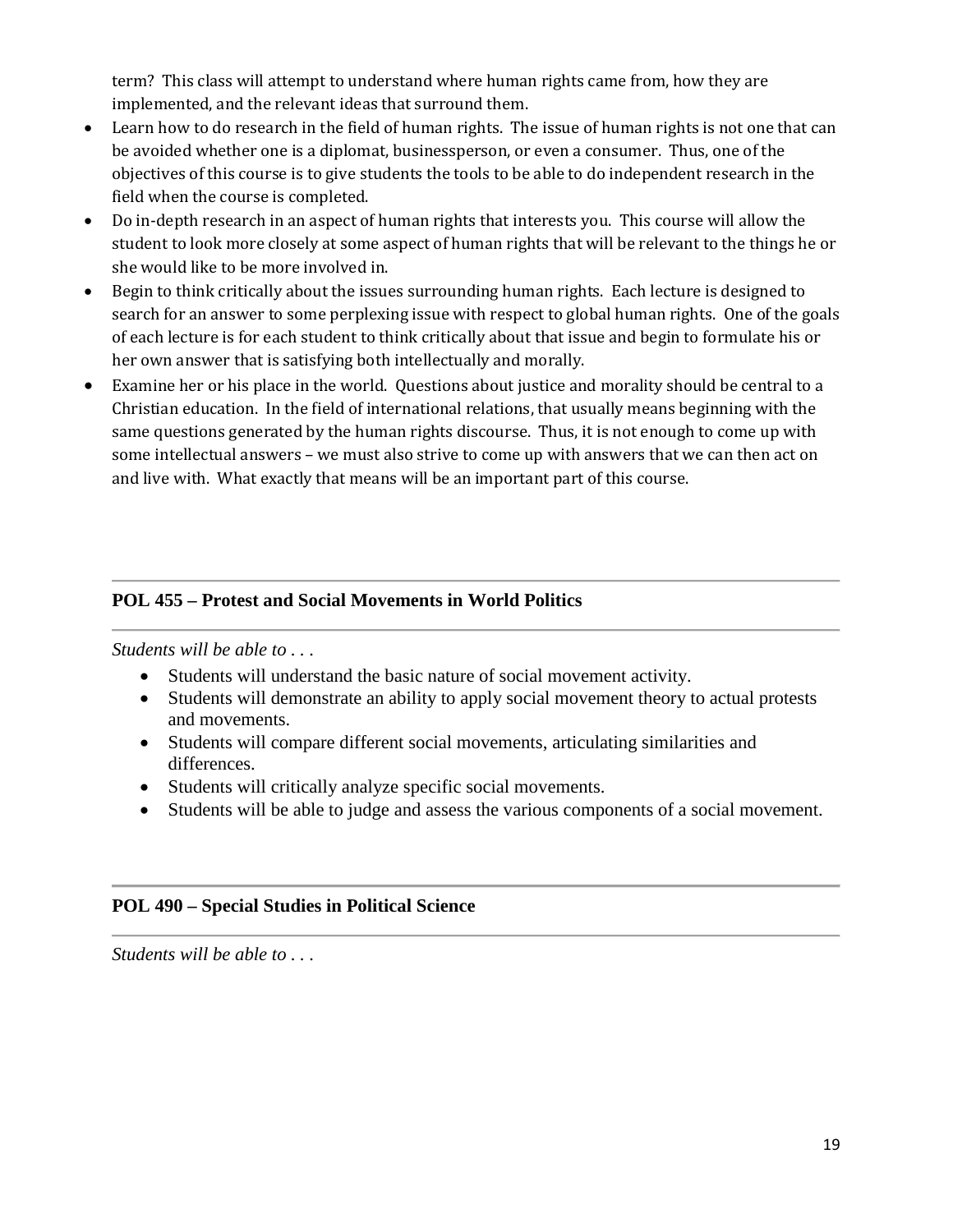term? This class will attempt to understand where human rights came from, how they are implemented, and the relevant ideas that surround them.

- Learn how to do research in the field of human rights. The issue of human rights is not one that can be avoided whether one is a diplomat, businessperson, or even a consumer. Thus, one of the objectives of this course is to give students the tools to be able to do independent research in the field when the course is completed.
- Do in-depth research in an aspect of human rights that interests you. This course will allow the student to look more closely at some aspect of human rights that will be relevant to the things he or she would like to be more involved in.
- Begin to think critically about the issues surrounding human rights. Each lecture is designed to search for an answer to some perplexing issue with respect to global human rights. One of the goals of each lecture is for each student to think critically about that issue and begin to formulate his or her own answer that is satisfying both intellectually and morally.
- Examine her or his place in the world. Questions about justice and morality should be central to a Christian education. In the field of international relations, that usually means beginning with the same questions generated by the human rights discourse. Thus, it is not enough to come up with some intellectual answers – we must also strive to come up with answers that we can then act on and live with. What exactly that means will be an important part of this course.

---

**POL 455 – Protest and Social Movements in World Politics**

---

*Students will be able to . . .*

- Students will understand the basic nature of social movement activity.
- Students will demonstrate an ability to apply social movement theory to actual protests and movements.
- Students will compare different social movements, articulating similarities and differences.
- Students will critically analyze specific social movements.
- Students will be able to judge and assess the various components of a social movement.

---

**POL 490 – Special Studies in Political Science**

---

*Students will be able to . . .*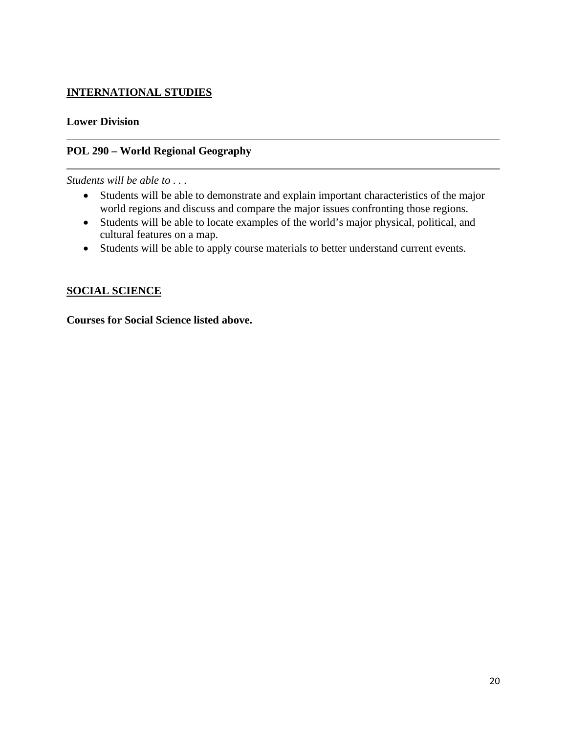**INTERNATIONAL STUDIES**

**Lower Division**

---

**POL 290 – World Regional Geography**

---

*Students will be able to . . .*

- Students will be able to demonstrate and explain important characteristics of the major world regions and discuss and compare the major issues confronting those regions.
- Students will be able to locate examples of the world's major physical, political, and cultural features on a map.
- Students will be able to apply course materials to better understand current events.

**SOCIAL SCIENCE**

**Courses for Social Science listed above.**